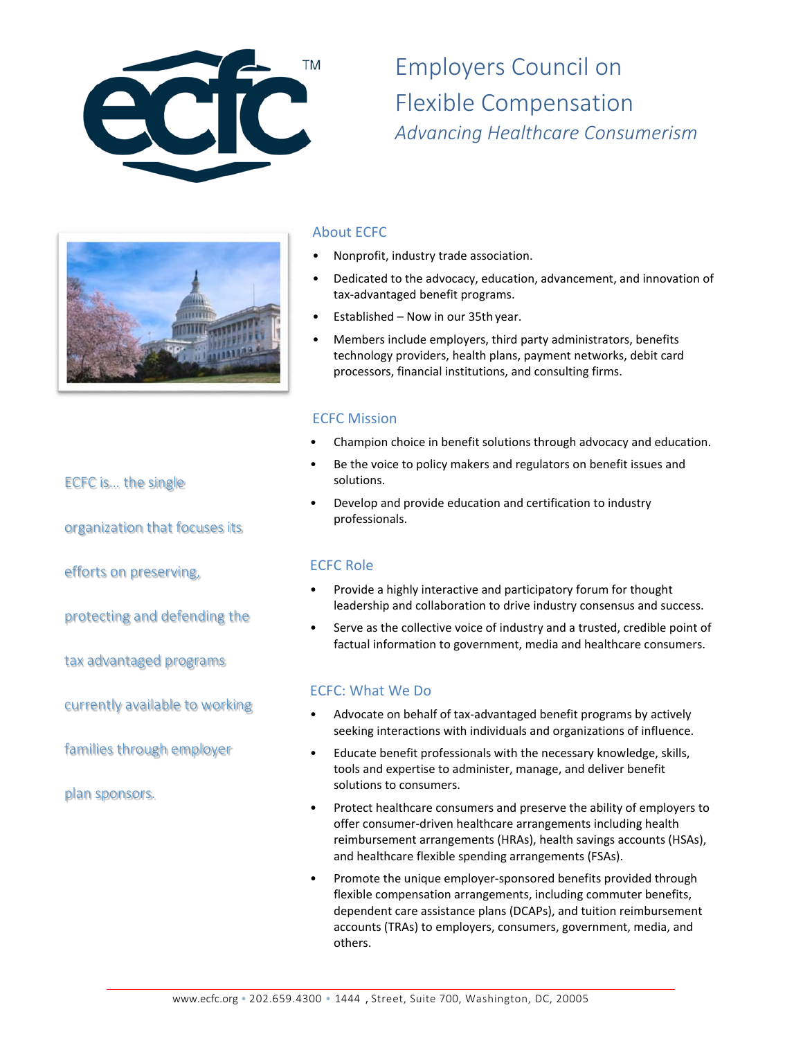# Employers Council on Flexible Compensation

*Advancing Healthcare Consumerism*

ECFC is... the single organization that focuses its efforts on preserving, protecting and defending the tax advantaged programs currently available to working families through employer plan sponsors.

## About ECFC

- Nonprofit, industry trade association.
- Dedicated to the advocacy, education, advancement, and innovation of tax-advantaged benefit programs.
- Established – Now in our 35th year.
- Members include employers, third party administrators, benefits technology providers, health plans, payment networks, debit card processors, financial institutions, and consulting firms.

## ECFC Mission

- Champion choice in benefit solutions through advocacy and education.
- Be the voice to policy makers and regulators on benefit issues and solutions.
- Develop and provide education and certification to industry professionals.

## ECFC Role

- Provide a highly interactive and participatory forum for thought leadership and collaboration to drive industry consensus and success.
- Serve as the collective voice of industry and a trusted, credible point of factual information to government, media and healthcare consumers.

## ECFC: What We Do

- Advocate on behalf of tax-advantaged benefit programs by actively seeking interactions with individuals and organizations of influence.
- Educate benefit professionals with the necessary knowledge, skills, tools and expertise to administer, manage, and deliver benefit solutions to consumers.
- Protect healthcare consumers and preserve the ability of employers to offer consumer-driven healthcare arrangements including health reimbursement arrangements (HRAs), health savings accounts (HSAs), and healthcare flexible spending arrangements (FSAs).
- Promote the unique employer-sponsored benefits provided through flexible compensation arrangements, including commuter benefits, dependent care assistance plans (DCAPs), and tuition reimbursement accounts (TRAs) to employers, consumers, government, media, and others.

www.ecfc.org • 202.659.4300 • 1444 , Street, Suite 700, Washington, DC, 20005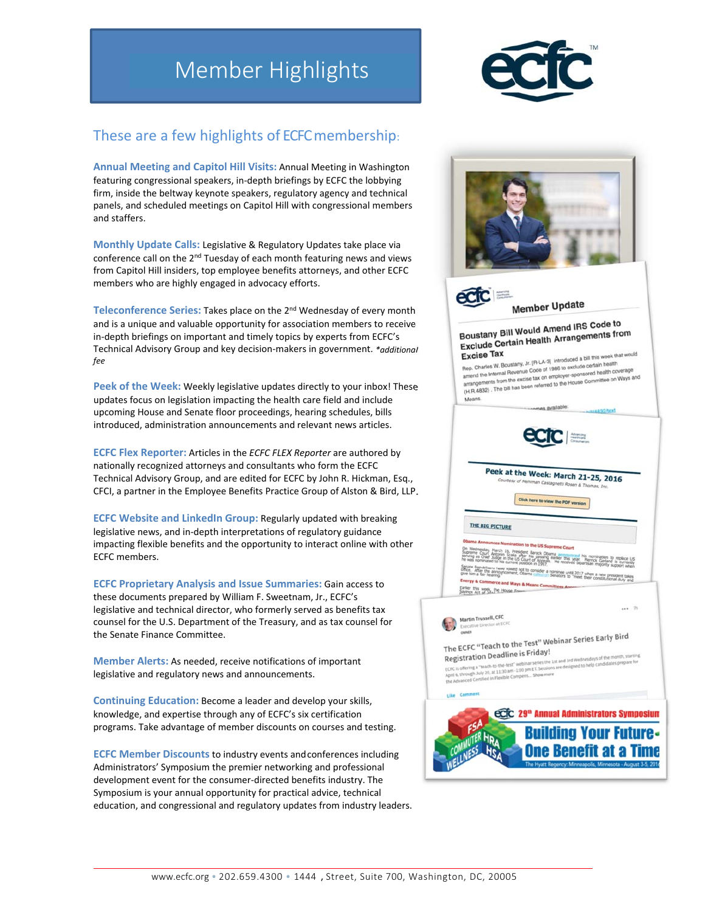# Member Highlights

## These are a few highlights of ECFC membership:

**Annual Meeting and Capitol Hill Visits:** Annual Meeting in Washington featuring congressional speakers, in-depth briefings by ECFC the lobbying firm, inside the beltway keynote speakers, regulatory agency and technical panels, and scheduled meetings on Capitol Hill with congressional members and staffers.

**Monthly Update Calls:** Legislative & Regulatory Updates take place via conference call on the 2nd Tuesday of each month featuring news and views from Capitol Hill insiders, top employee benefits attorneys, and other ECFC members who are highly engaged in advocacy efforts.

**Teleconference Series:** Takes place on the 2nd Wednesday of every month and is a unique and valuable opportunity for association members to receive in-depth briefings on important and timely topics by experts from ECFC's Technical Advisory Group and key decision-makers in government. *\*additional fee*

**Peek of the Week:** Weekly legislative updates directly to your inbox! These updates focus on legislation impacting the health care field and include upcoming House and Senate floor proceedings, hearing schedules, bills introduced, administration announcements and relevant news articles.

**ECFC Flex Reporter:** Articles in the *ECFC FLEX Reporter* are authored by nationally recognized attorneys and consultants who form the ECFC Technical Advisory Group, and are edited for ECFC by John R. Hickman, Esq., CFCI, a partner in the Employee Benefits Practice Group of Alston & Bird, LLP.

**ECFC Website and LinkedIn Group:** Regularly updated with breaking legislative news, and in-depth interpretations of regulatory guidance impacting flexible benefits and the opportunity to interact online with other ECFC members.

**ECFC Proprietary Analysis and Issue Summaries:** Gain access to these documents prepared by William F. Sweetnam, Jr., ECFC's legislative and technical director, who formerly served as benefits tax counsel for the U.S. Department of the Treasury, and as tax counsel for the Senate Finance Committee.

**Member Alerts:** As needed, receive notifications of important legislative and regulatory news and announcements.

**Continuing Education:** Become a leader and develop your skills, knowledge, and expertise through any of ECFC's six certification programs. Take advantage of member discounts on courses and testing.

**ECFC Member Discounts** to industry events and conferences including Administrators' Symposium the premier networking and professional development event for the consumer-directed benefits industry. The Symposium is your annual opportunity for practical advice, technical education, and congressional and regulatory updates from industry leaders.

www.ecfc.org • 202.659.4300 • 1444 , Street, Suite 700, Washington, DC, 20005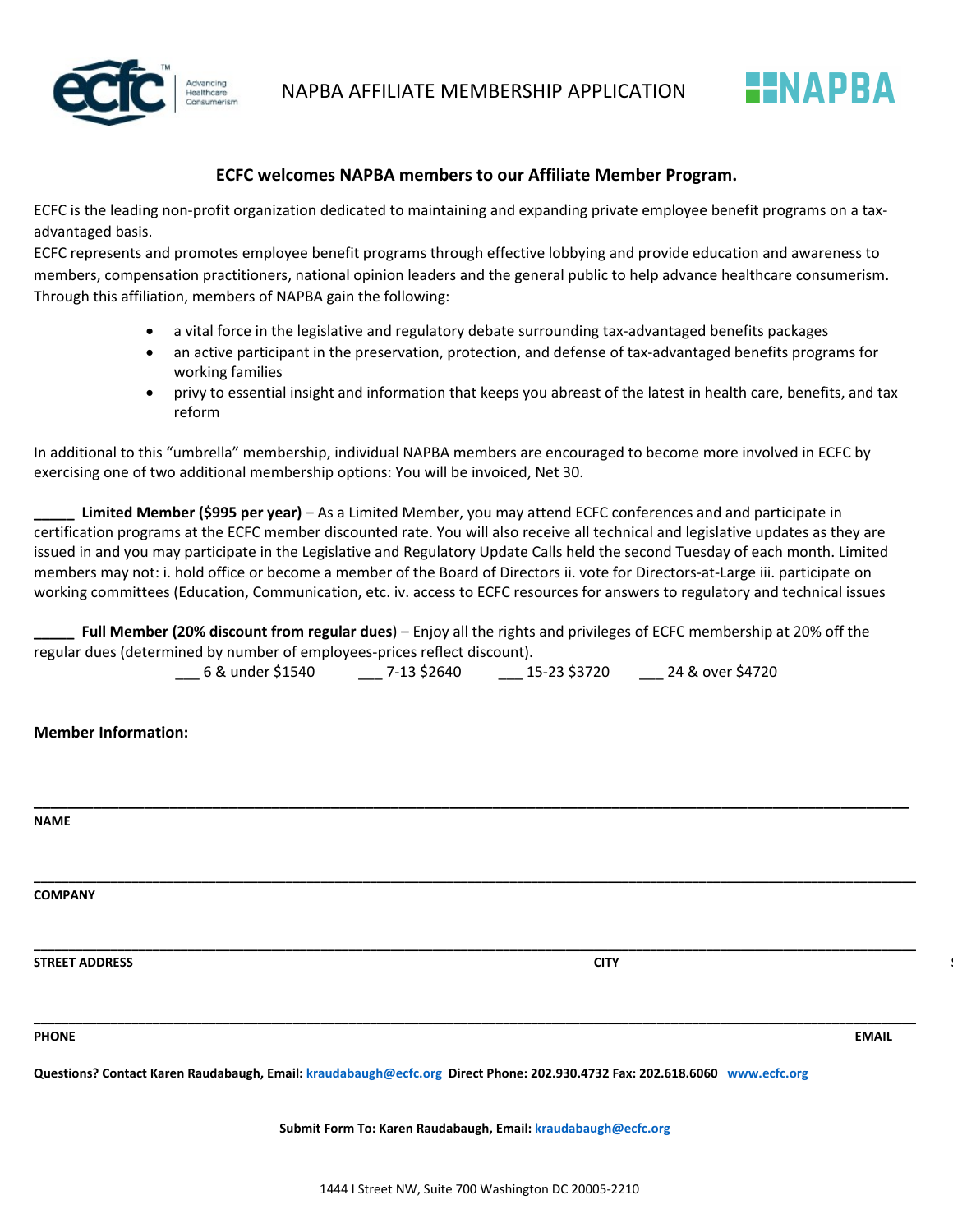# NAPBA AFFILIATE MEMBERSHIP APPLICATION

## ECFC welcomes NAPBA members to our Affiliate Member Program.

ECFC is the leading non-profit organization dedicated to maintaining and expanding private employee benefit programs on a tax-advantaged basis.
ECFC represents and promotes employee benefit programs through effective lobbying and provide education and awareness to members, compensation practitioners, national opinion leaders and the general public to help advance healthcare consumerism. Through this affiliation, members of NAPBA gain the following:

- a vital force in the legislative and regulatory debate surrounding tax-advantaged benefits packages
- an active participant in the preservation, protection, and defense of tax-advantaged benefits programs for working families
- privy to essential insight and information that keeps you abreast of the latest in health care, benefits, and tax reform

In additional to this "umbrella" membership, individual NAPBA members are encouraged to become more involved in ECFC by exercising one of two additional membership options: You will be invoiced, Net 30.

_____ **Limited Member ($995 per year)** – As a Limited Member, you may attend ECFC conferences and and participate in certification programs at the ECFC member discounted rate. You will also receive all technical and legislative updates as they are issued in and you may participate in the Legislative and Regulatory Update Calls held the second Tuesday of each month. Limited members may not: i. hold office or become a member of the Board of Directors ii. vote for Directors-at-Large iii. participate on working committees (Education, Communication, etc. iv. access to ECFC resources for answers to regulatory and technical issues

_____ **Full Member (20% discount from regular dues**) – Enjoy all the rights and privileges of ECFC membership at 20% off the regular dues (determined by number of employees-prices reflect discount).

___ 6 & under $1540 ___ 7-13 $2640 ___ 15-23 $3720 ___ 24 & over $4720

**Member Information:**

______________________________________________________________________________

**NAME**

______________________________________________________________________________

**COMPANY**

______________________________________________________________________________

**STREET ADDRESS** **CITY**

______________________________________________________________________________

**PHONE** **EMAIL**

**Questions? Contact Karen Raudabaugh, Email: kraudabaugh@ecfc.org Direct Phone: 202.930.4732 Fax: 202.618.6060 www.ecfc.org**

**Submit Form To: Karen Raudabaugh, Email: kraudabaugh@ecfc.org**

1444 I Street NW, Suite 700 Washington DC 20005-2210